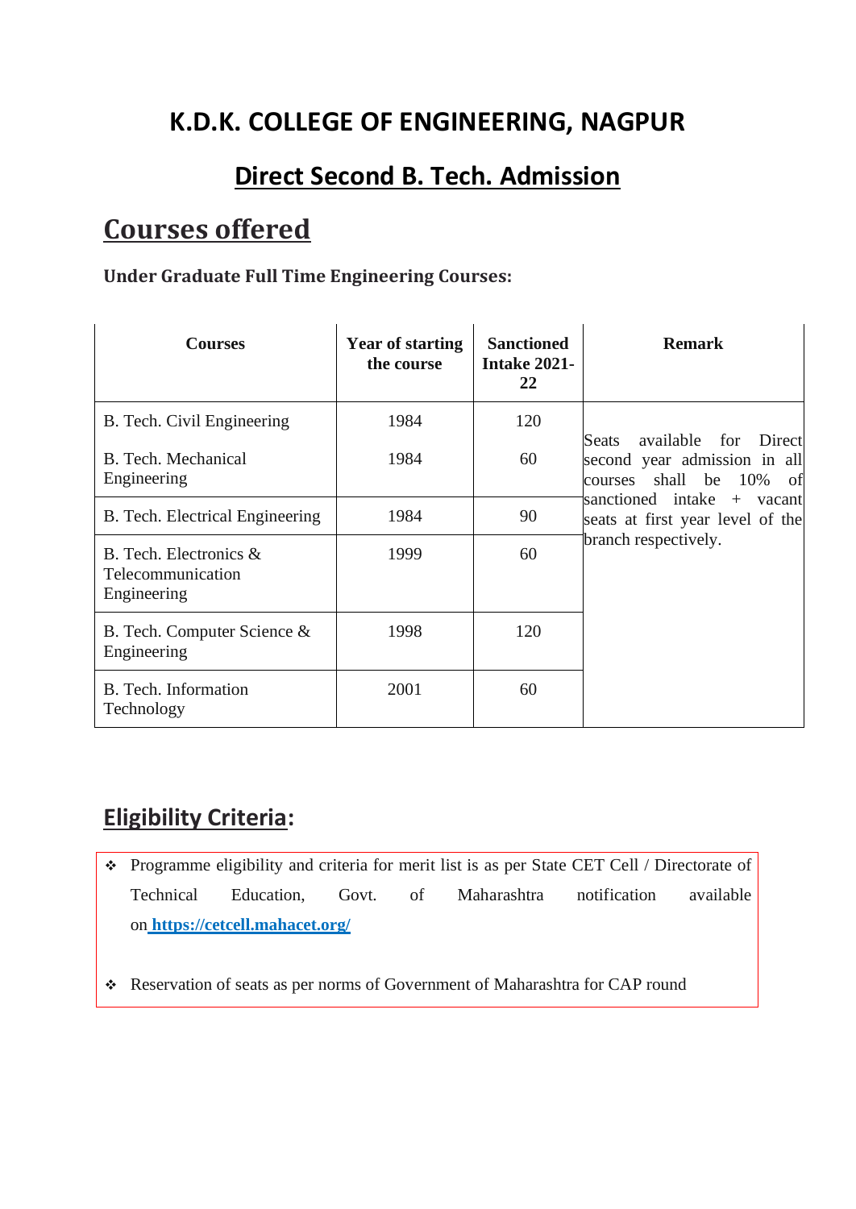# K.D.K. COLLEGE OF ENGINEERING, NAGPUR

## Direct Second B. Tech. Admission

## Courses offered

### Under Graduate Full Time Engineering Courses:

| Courses | Year of starting the course | Sanctioned Intake 2021-22 | Remark |
|---|---|---|---|
| B. Tech. Civil Engineering | 1984 | 120 | Seats available for Direct second year admission in all courses shall be 10% of sanctioned intake + vacant seats at first year level of the branch respectively. |
| B. Tech. Mechanical Engineering | 1984 | 60 | |
| B. Tech. Electrical Engineering | 1984 | 90 | |
| B. Tech. Electronics & Telecommunication Engineering | 1999 | 60 | |
| B. Tech. Computer Science & Engineering | 1998 | 120 | |
| B. Tech. Information Technology | 2001 | 60 | |

## Eligibility Criteria:

- Programme eligibility and criteria for merit list is as per State CET Cell / Directorate of Technical Education, Govt. of Maharashtra notification available on **https://cetcell.mahacet.org/**
- Reservation of seats as per norms of Government of Maharashtra for CAP round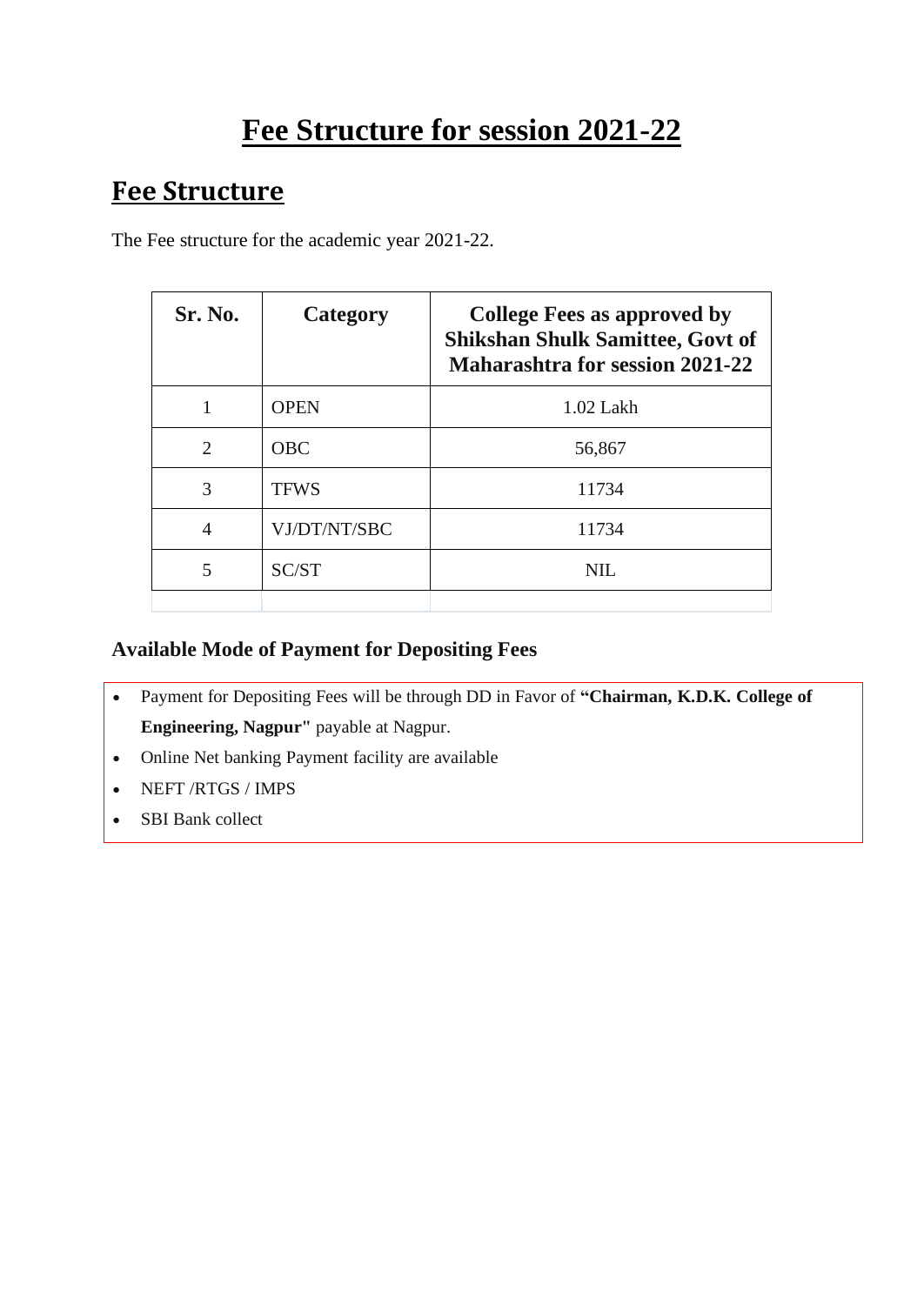# Fee Structure for session 2021-22

## Fee Structure

The Fee structure for the academic year 2021-22.

| Sr. No. | Category | College Fees as approved by Shikshan Shulk Samittee, Govt of Maharashtra for session 2021-22 |
|---|---|---|
| 1 | OPEN | 1.02 Lakh |
| 2 | OBC | 56,867 |
| 3 | TFWS | 11734 |
| 4 | VJ/DT/NT/SBC | 11734 |
| 5 | SC/ST | NIL |

### Available Mode of Payment for Depositing Fees

- Payment for Depositing Fees will be through DD in Favor of **"Chairman, K.D.K. College of Engineering, Nagpur"** payable at Nagpur.
- Online Net banking Payment facility are available
- NEFT /RTGS / IMPS
- SBI Bank collect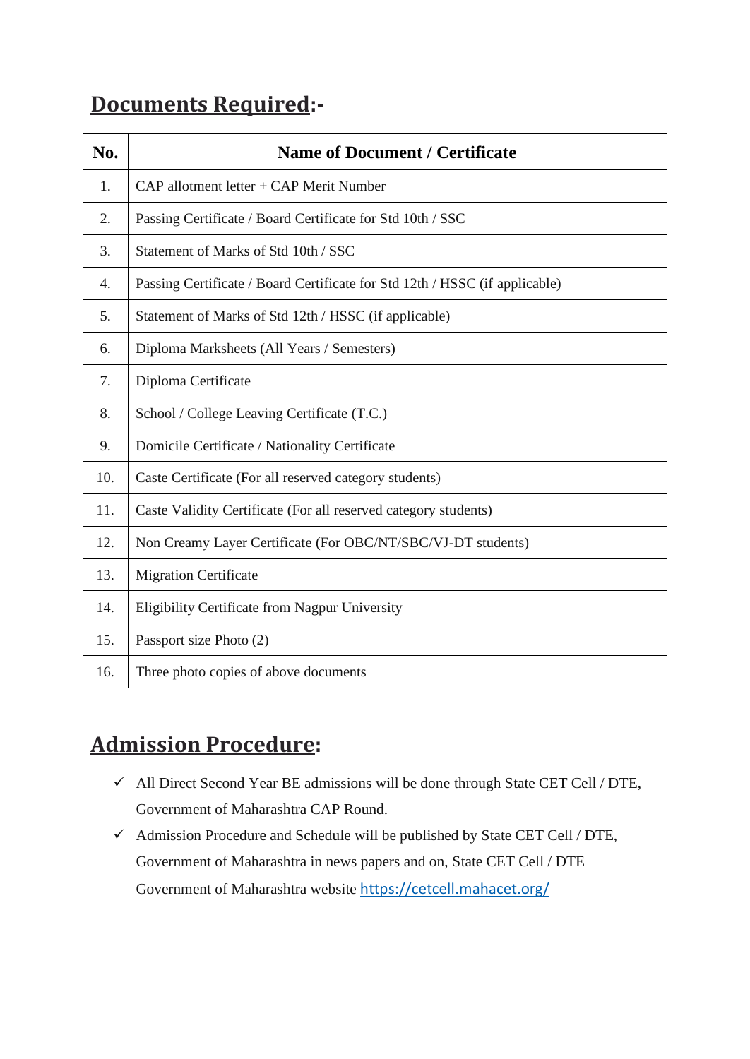## **Documents Required**:-

| No. | Name of Document / Certificate |
|---|---|
| 1. | CAP allotment letter + CAP Merit Number |
| 2. | Passing Certificate / Board Certificate for Std 10th / SSC |
| 3. | Statement of Marks of Std 10th / SSC |
| 4. | Passing Certificate / Board Certificate for Std 12th / HSSC (if applicable) |
| 5. | Statement of Marks of Std 12th / HSSC (if applicable) |
| 6. | Diploma Marksheets (All Years / Semesters) |
| 7. | Diploma Certificate |
| 8. | School / College Leaving Certificate (T.C.) |
| 9. | Domicile Certificate / Nationality Certificate |
| 10. | Caste Certificate (For all reserved category students) |
| 11. | Caste Validity Certificate (For all reserved category students) |
| 12. | Non Creamy Layer Certificate (For OBC/NT/SBC/VJ-DT students) |
| 13. | Migration Certificate |
| 14. | Eligibility Certificate from Nagpur University |
| 15. | Passport size Photo (2) |
| 16. | Three photo copies of above documents |

## **Admission Procedure**:

- ✓ All Direct Second Year BE admissions will be done through State CET Cell / DTE, Government of Maharashtra CAP Round.
- ✓ Admission Procedure and Schedule will be published by State CET Cell / DTE, Government of Maharashtra in news papers and on, State CET Cell / DTE Government of Maharashtra website https://cetcell.mahacet.org/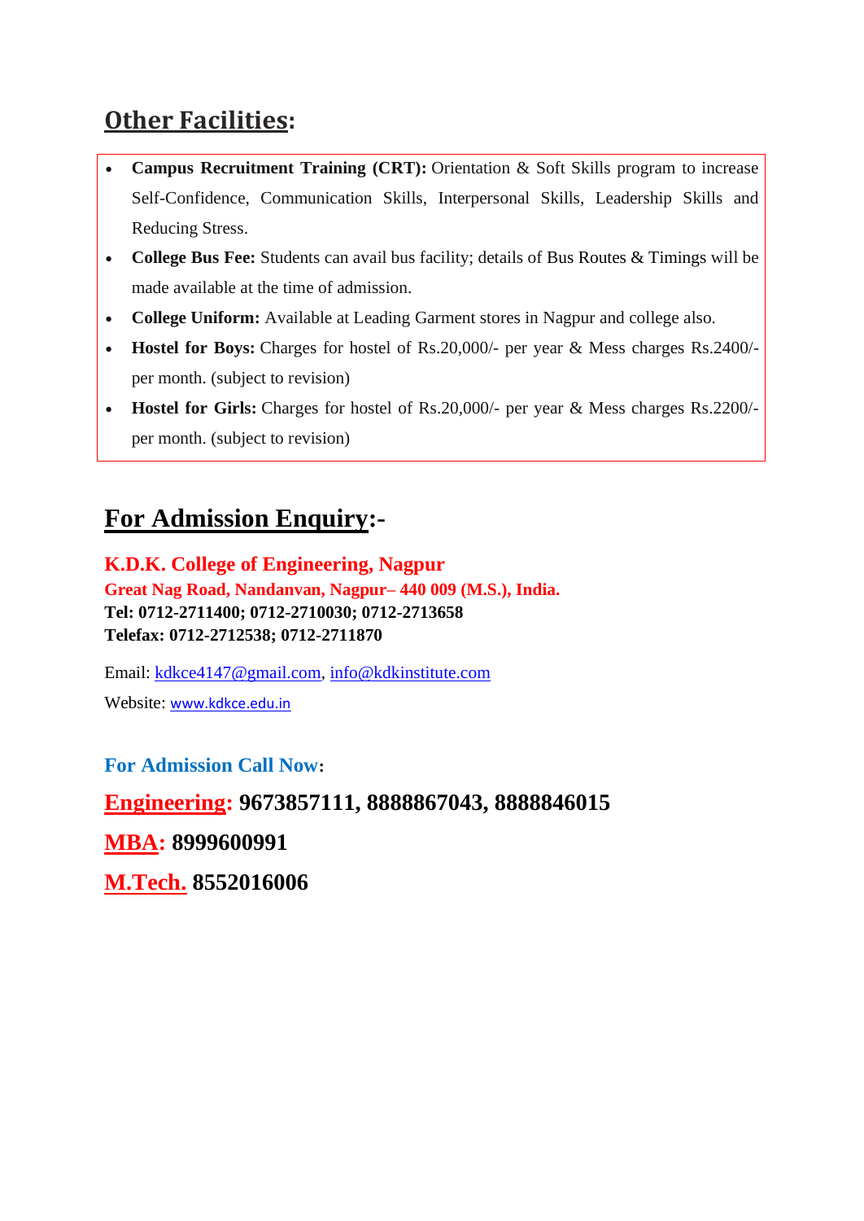## Other Facilities:

- **Campus Recruitment Training (CRT):** Orientation & Soft Skills program to increase Self-Confidence, Communication Skills, Interpersonal Skills, Leadership Skills and Reducing Stress.
- **College Bus Fee:** Students can avail bus facility; details of Bus Routes & Timings will be made available at the time of admission.
- **College Uniform:** Available at Leading Garment stores in Nagpur and college also.
- **Hostel for Boys:** Charges for hostel of Rs.20,000/- per year & Mess charges Rs.2400/- per month. (subject to revision)
- **Hostel for Girls:** Charges for hostel of Rs.20,000/- per year & Mess charges Rs.2200/- per month. (subject to revision)

## For Admission Enquiry:-

**K.D.K. College of Engineering, Nagpur**
**Great Nag Road, Nandanvan, Nagpur– 440 009 (M.S.), India.**
**Tel: 0712-2711400; 0712-2710030; 0712-2713658**
**Telefax: 0712-2712538; 0712-2711870**

Email: kdkce4147@gmail.com, info@kdkinstitute.com

Website: www.kdkce.edu.in

**For Admission Call Now:**

**Engineering: 9673857111, 8888867043, 8888846015**

**MBA: 8999600991**

**M.Tech. 8552016006**